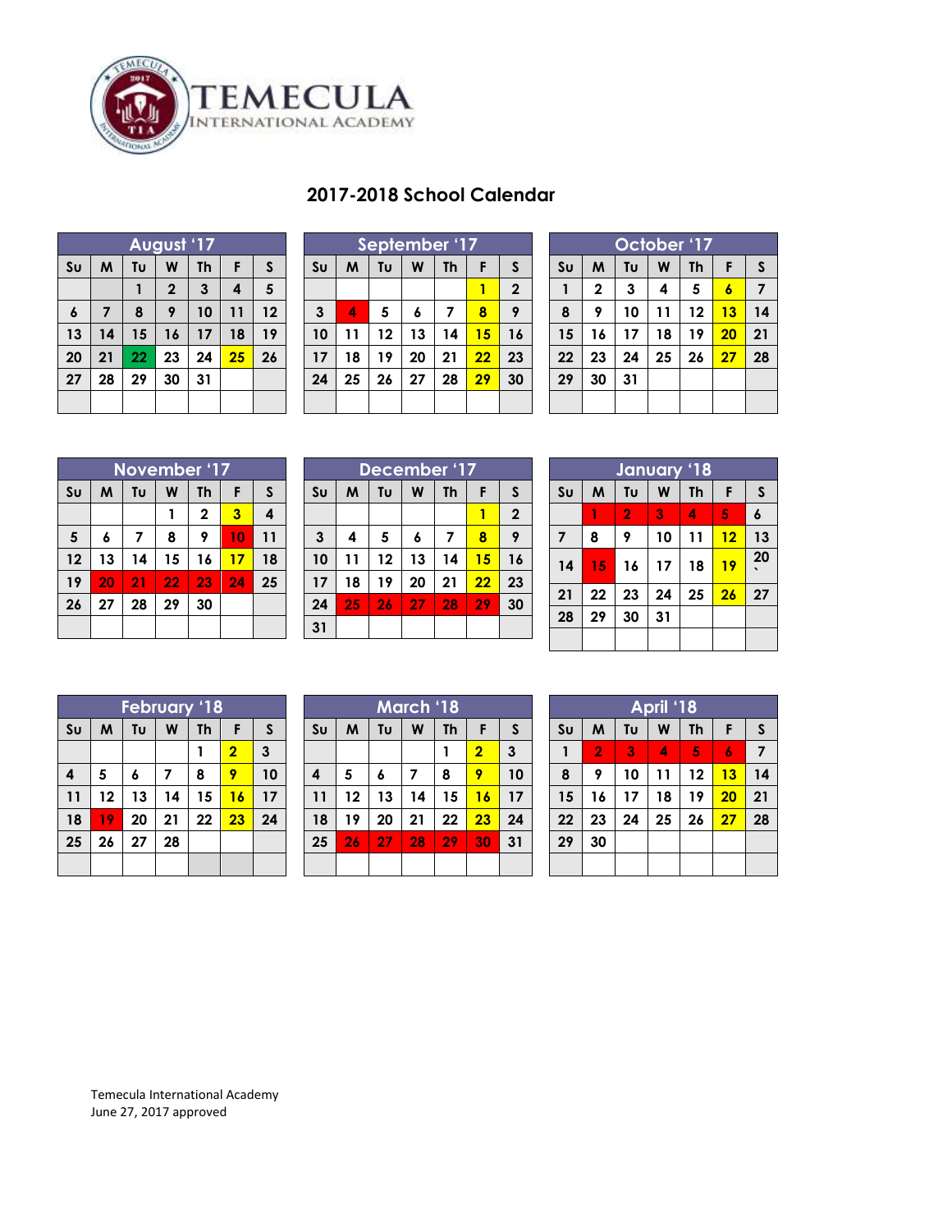TEMECULA INTERNATIONAL ACADEMY

## 2017-2018 School Calendar

**August '17**

| Su | M | Tu | W | Th | F | S |
|---|---|---|---|---|---|---|
| | | 1 | 2 | 3 | 4 | 5 |
| 6 | 7 | 8 | 9 | 10 | 11 | 12 |
| 13 | 14 | 15 | 16 | 17 | 18 | 19 |
| 20 | 21 | 22 | 23 | 24 | 25 | 26 |
| 27 | 28 | 29 | 30 | 31 | | |

**September '17**

| Su | M | Tu | W | Th | F | S |
|---|---|---|---|---|---|---|
| | | | | | 1 | 2 |
| 3 | 4 | 5 | 6 | 7 | 8 | 9 |
| 10 | 11 | 12 | 13 | 14 | 15 | 16 |
| 17 | 18 | 19 | 20 | 21 | 22 | 23 |
| 24 | 25 | 26 | 27 | 28 | 29 | 30 |

**October '17**

| Su | M | Tu | W | Th | F | S |
|---|---|---|---|---|---|---|
| 1 | 2 | 3 | 4 | 5 | 6 | 7 |
| 8 | 9 | 10 | 11 | 12 | 13 | 14 |
| 15 | 16 | 17 | 18 | 19 | 20 | 21 |
| 22 | 23 | 24 | 25 | 26 | 27 | 28 |
| 29 | 30 | 31 | | | | |

**November '17**

| Su | M | Tu | W | Th | F | S |
|---|---|---|---|---|---|---|
| | | | 1 | 2 | 3 | 4 |
| 5 | 6 | 7 | 8 | 9 | 10 | 11 |
| 12 | 13 | 14 | 15 | 16 | 17 | 18 |
| 19 | 20 | 21 | 22 | 23 | 24 | 25 |
| 26 | 27 | 28 | 29 | 30 | | |

**December '17**

| Su | M | Tu | W | Th | F | S |
|---|---|---|---|---|---|---|
| | | | | | 1 | 2 |
| 3 | 4 | 5 | 6 | 7 | 8 | 9 |
| 10 | 11 | 12 | 13 | 14 | 15 | 16 |
| 17 | 18 | 19 | 20 | 21 | 22 | 23 |
| 24 | 25 | 26 | 27 | 28 | 29 | 30 |
| 31 | | | | | | |

**January '18**

| Su | M | Tu | W | Th | F | S |
|---|---|---|---|---|---|---|
| | 1 | 2 | 3 | 4 | 5 | 6 |
| 7 | 8 | 9 | 10 | 11 | 12 | 13 |
| 14 | 15 | 16 | 17 | 18 | 19 | 20 |
| 21 | 22 | 23 | 24 | 25 | 26 | 27 |
| 28 | 29 | 30 | 31 | | | |

**February '18**

| Su | M | Tu | W | Th | F | S |
|---|---|---|---|---|---|---|
| | | | | 1 | 2 | 3 |
| 4 | 5 | 6 | 7 | 8 | 9 | 10 |
| 11 | 12 | 13 | 14 | 15 | 16 | 17 |
| 18 | 19 | 20 | 21 | 22 | 23 | 24 |
| 25 | 26 | 27 | 28 | | | |

**March '18**

| Su | M | Tu | W | Th | F | S |
|---|---|---|---|---|---|---|
| | | | | 1 | 2 | 3 |
| 4 | 5 | 6 | 7 | 8 | 9 | 10 |
| 11 | 12 | 13 | 14 | 15 | 16 | 17 |
| 18 | 19 | 20 | 21 | 22 | 23 | 24 |
| 25 | 26 | 27 | 28 | 29 | 30 | 31 |

**April '18**

| Su | M | Tu | W | Th | F | S |
|---|---|---|---|---|---|---|
| 1 | 2 | 3 | 4 | 5 | 6 | 7 |
| 8 | 9 | 10 | 11 | 12 | 13 | 14 |
| 15 | 16 | 17 | 18 | 19 | 20 | 21 |
| 22 | 23 | 24 | 25 | 26 | 27 | 28 |
| 29 | 30 | | | | | |

Temecula International Academy
June 27, 2017 approved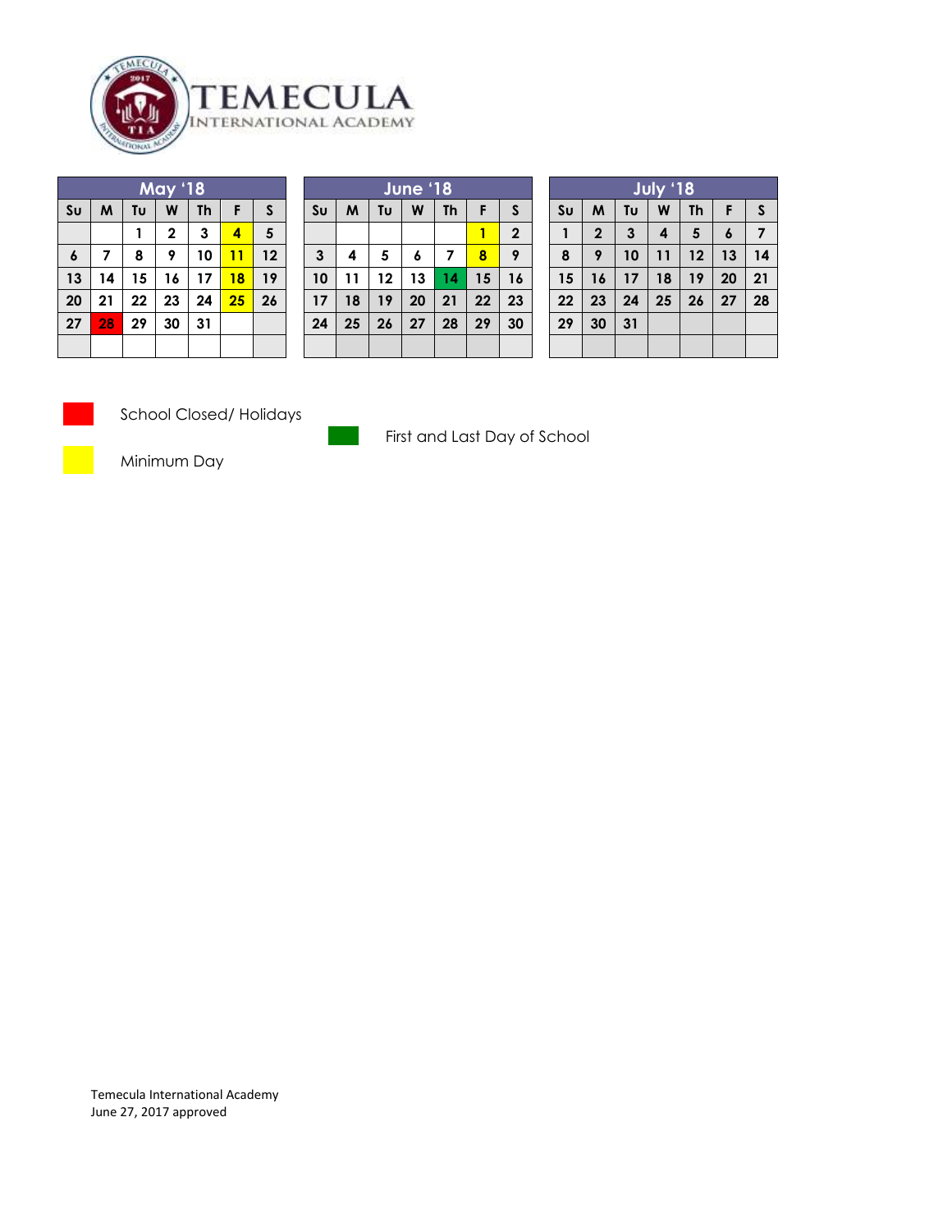# TEMECULA INTERNATIONAL ACADEMY

| May '18 | | | | | | |
|---|---|---|---|---|---|---|
| Su | M | Tu | W | Th | F | S |
| | | 1 | 2 | 3 | 4 | 5 |
| 6 | 7 | 8 | 9 | 10 | 11 | 12 |
| 13 | 14 | 15 | 16 | 17 | 18 | 19 |
| 20 | 21 | 22 | 23 | 24 | 25 | 26 |
| 27 | 28 | 29 | 30 | 31 | | |

| June '18 | | | | | | |
|---|---|---|---|---|---|---|
| Su | M | Tu | W | Th | F | S |
| | | | | | 1 | 2 |
| 3 | 4 | 5 | 6 | 7 | 8 | 9 |
| 10 | 11 | 12 | 13 | 14 | 15 | 16 |
| 17 | 18 | 19 | 20 | 21 | 22 | 23 |
| 24 | 25 | 26 | 27 | 28 | 29 | 30 |

| July '18 | | | | | | |
|---|---|---|---|---|---|---|
| Su | M | Tu | W | Th | F | S |
| 1 | 2 | 3 | 4 | 5 | 6 | 7 |
| 8 | 9 | 10 | 11 | 12 | 13 | 14 |
| 15 | 16 | 17 | 18 | 19 | 20 | 21 |
| 22 | 23 | 24 | 25 | 26 | 27 | 28 |
| 29 | 30 | 31 | | | | |

School Closed/ Holidays (red: May 28)

Minimum Day (yellow: May 4, 11, 18, 25; June 1, 8)

First and Last Day of School (green: June 14)

Temecula International Academy
June 27, 2017 approved